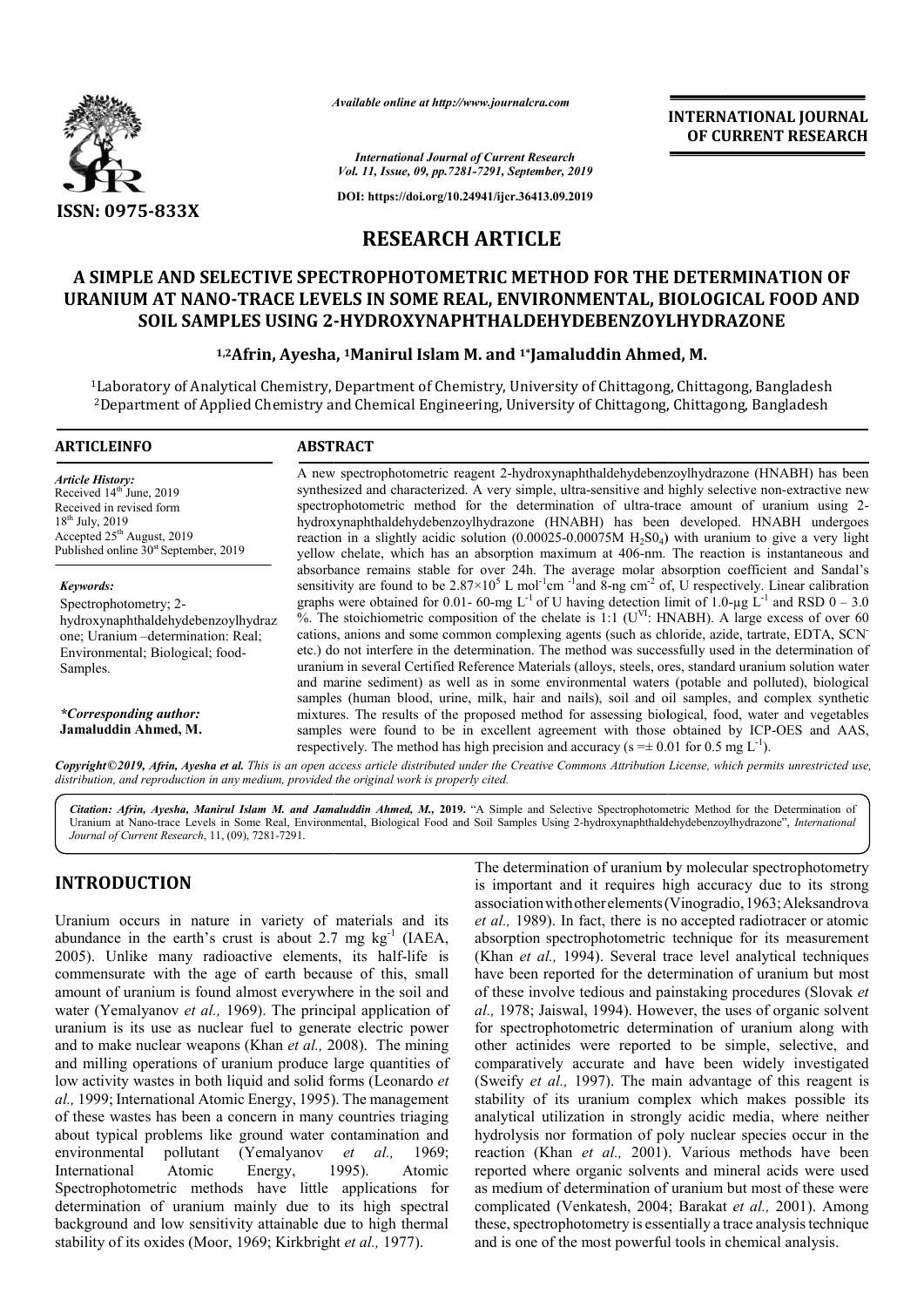*Available online at http://www.journalcra.com*

*International Journal of Current Research*
*Vol. 11, Issue, 09, pp.7281-7291, September, 2019*

**DOI: https://doi.org/10.24941/ijcr.36413.09.2019**

**ISSN: 0975-833X**

**INTERNATIONAL JOURNAL OF CURRENT RESEARCH**

# RESEARCH ARTICLE

# A SIMPLE AND SELECTIVE SPECTROPHOTOMETRIC METHOD FOR THE DETERMINATION OF URANIUM AT NANO-TRACE LEVELS IN SOME REAL, ENVIRONMENTAL, BIOLOGICAL FOOD AND SOIL SAMPLES USING 2-HYDROXYNAPHTHALDEHYDEBENZOYLHYDRAZONE

**[1,2]Afrin, Ayesha, [1]Manirul Islam M. and [1*]Jamaluddin Ahmed, M.**

[1]Laboratory of Analytical Chemistry, Department of Chemistry, University of Chittagong, Chittagong, Bangladesh
[2]Department of Applied Chemistry and Chemical Engineering, University of Chittagong, Chittagong, Bangladesh

**ARTICLE INFO**

*Article History:*
Received 14th June, 2019
Received in revised form 18th July, 2019
Accepted 25th August, 2019
Published online 30st September, 2019

*Keywords:*
Spectrophotometry; 2-hydroxynaphthaldehydebenzoylhydrazone; Uranium –determination: Real; Environmental; Biological; food-Samples.

***Corresponding author:***
**Jamaluddin Ahmed, M.**

**ABSTRACT**

A new spectrophotometric reagent 2-hydroxynaphthaldehydebenzoylhydrazone (HNABH) has been synthesized and characterized. A very simple, ultra-sensitive and highly selective non-extractive new spectrophotometric method for the determination of ultra-trace amount of uranium using 2-hydroxynaphthaldehydebenzoylhydrazone (HNABH) has been developed. HNABH undergoes reaction in a slightly acidic solution (0.00025-0.00075M $H_2S0_4$) with uranium to give a very light yellow chelate, which has an absorption maximum at 406-nm. The reaction is instantaneous and absorbance remains stable for over 24h. The average molar absorption coefficient and Sandal's sensitivity are found to be $2.87\times10^5$ L mol$^{-1}$cm$^{-1}$and 8-ng cm$^{-2}$ of, U respectively. Linear calibration graphs were obtained for 0.01- 60-mg L$^{-1}$ of U having detection limit of 1.0-μg L$^{-1}$ and RSD 0 – 3.0 %. The stoichiometric composition of the chelate is 1:1 ($U^{VI}$: HNABH). A large excess of over 60 cations, anions and some common complexing agents (such as chloride, azide, tartrate, EDTA, $SCN^-$ etc.) do not interfere in the determination. The method was successfully used in the determination of uranium in several Certified Reference Materials (alloys, steels, ores, standard uranium solution water and marine sediment) as well as in some environmental waters (potable and polluted), biological samples (human blood, urine, milk, hair and nails), soil and oil samples, and complex synthetic mixtures. The results of the proposed method for assessing biological, food, water and vegetables samples were found to be in excellent agreement with those obtained by ICP-OES and AAS, respectively. The method has high precision and accuracy (s =± 0.01 for 0.5 mg L$^{-1}$).

*Copyright©2019, Afrin, Ayesha et al. This is an open access article distributed under the Creative Commons Attribution License, which permits unrestricted use, distribution, and reproduction in any medium, provided the original work is properly cited.*

**Citation:** *Afrin, Ayesha, Manirul Islam M. and Jamaluddin Ahmed, M.,* **2019.** "A Simple and Selective Spectrophotometric Method for the Determination of Uranium at Nano-trace Levels in Some Real, Environmental, Biological Food and Soil Samples Using 2-hydroxynaphthaldehydebenzoylhydrazone", *International Journal of Current Research*, 11, (09), 7281-7291.

## INTRODUCTION

Uranium occurs in nature in variety of materials and its abundance in the earth's crust is about 2.7 mg kg$^{-1}$ (IAEA, 2005). Unlike many radioactive elements, its half-life is commensurate with the age of earth because of this, small amount of uranium is found almost everywhere in the soil and water (Yemalyanov *et al.,* 1969). The principal application of uranium is its use as nuclear fuel to generate electric power and to make nuclear weapons (Khan *et al.,* 2008). The mining and milling operations of uranium produce large quantities of low activity wastes in both liquid and solid forms (Leonardo *et al.,* 1999; International Atomic Energy, 1995). The management of these wastes has been a concern in many countries triaging about typical problems like ground water contamination and environmental pollutant (Yemalyanov *et al.,* 1969; International Atomic Energy, 1995). Atomic Spectrophotometric methods have little applications for determination of uranium mainly due to its high spectral background and low sensitivity attainable due to high thermal stability of its oxides (Moor, 1969; Kirkbright *et al.,* 1977).

The determination of uranium by molecular spectrophotometry is important and it requires high accuracy due to its strong association with other elements (Vinogradio, 1963; Aleksandrova *et al.,* 1989). In fact, there is no accepted radiotracer or atomic absorption spectrophotometric technique for its measurement (Khan *et al.,* 1994). Several trace level analytical techniques have been reported for the determination of uranium but most of these involve tedious and painstaking procedures (Slovak *et al.,* 1978; Jaiswal, 1994). However, the uses of organic solvent for spectrophotometric determination of uranium along with other actinides were reported to be simple, selective, and comparatively accurate and have been widely investigated (Sweify *et al.,* 1997). The main advantage of this reagent is stability of its uranium complex which makes possible its analytical utilization in strongly acidic media, where neither hydrolysis nor formation of poly nuclear species occur in the reaction (Khan *et al.,* 2001). Various methods have been reported where organic solvents and mineral acids were used as medium of determination of uranium but most of these were complicated (Venkatesh, 2004; Barakat *et al.,* 2001). Among these, spectrophotometry is essentially a trace analysis technique and is one of the most powerful tools in chemical analysis.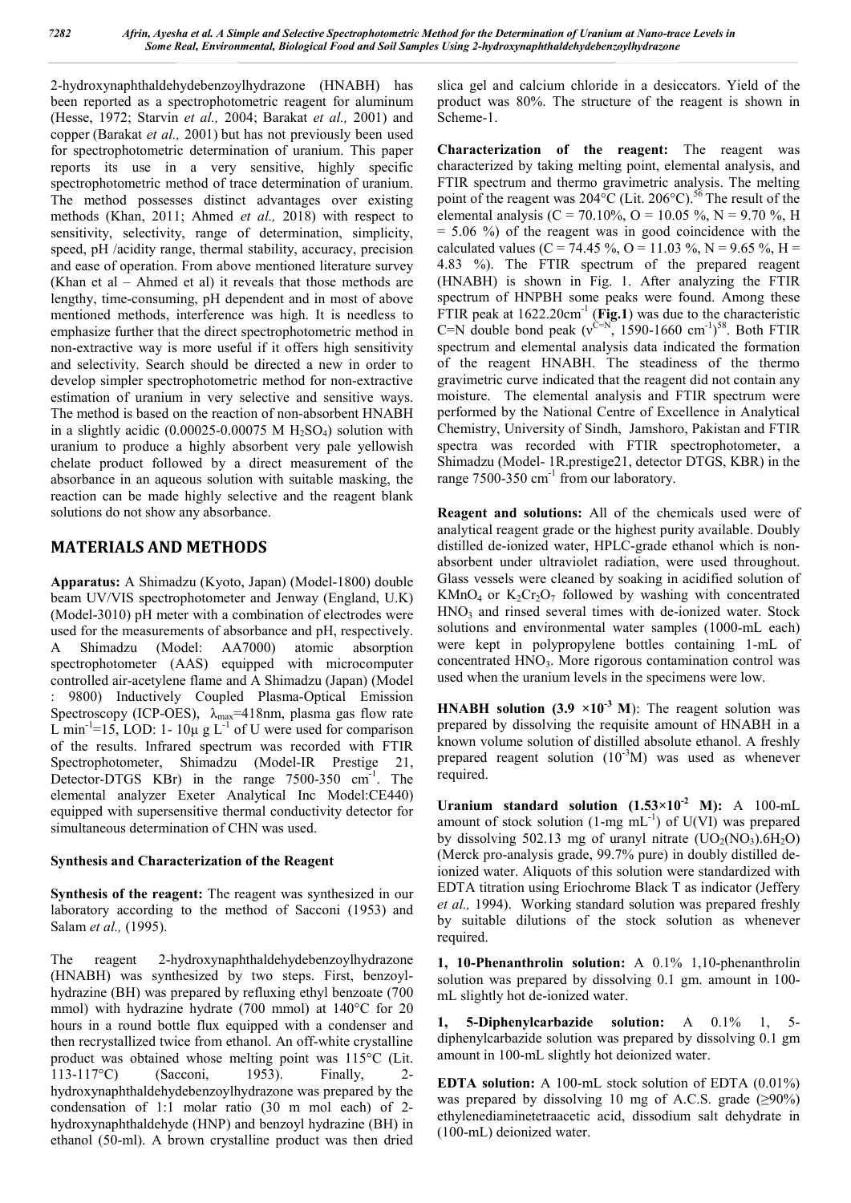2-hydroxynaphthaldehydebenzoylhydrazone (HNABH) has been reported as a spectrophotometric reagent for aluminum (Hesse, 1972; Starvin *et al.,* 2004; Barakat *et al.,* 2001) and copper (Barakat *et al.,* 2001) but has not previously been used for spectrophotometric determination of uranium. This paper reports its use in a very sensitive, highly specific spectrophotometric method of trace determination of uranium. The method possesses distinct advantages over existing methods (Khan, 2011; Ahmed *et al.,* 2018) with respect to sensitivity, selectivity, range of determination, simplicity, speed, pH /acidity range, thermal stability, accuracy, precision and ease of operation. From above mentioned literature survey (Khan et al – Ahmed et al) it reveals that those methods are lengthy, time-consuming, pH dependent and in most of above mentioned methods, interference was high. It is needless to emphasize further that the direct spectrophotometric method in non-extractive way is more useful if it offers high sensitivity and selectivity. Search should be directed a new in order to develop simpler spectrophotometric method for non-extractive estimation of uranium in very selective and sensitive ways. The method is based on the reaction of non-absorbent HNABH in a slightly acidic (0.00025-0.00075 M $H_2SO_4$) solution with uranium to produce a highly absorbent very pale yellowish chelate product followed by a direct measurement of the absorbance in an aqueous solution with suitable masking, the reaction can be made highly selective and the reagent blank solutions do not show any absorbance.

## MATERIALS AND METHODS

**Apparatus:** A Shimadzu (Kyoto, Japan) (Model-1800) double beam UV/VIS spectrophotometer and Jenway (England, U.K) (Model-3010) pH meter with a combination of electrodes were used for the measurements of absorbance and pH, respectively. A Shimadzu (Model: AA7000) atomic absorption spectrophotometer (AAS) equipped with microcomputer controlled air-acetylene flame and A Shimadzu (Japan) (Model : 9800) Inductively Coupled Plasma-Optical Emission Spectroscopy (ICP-OES), $\lambda_{max}$=418nm, plasma gas flow rate L min$^{-1}$=15, LOD: 1- 10μ g L$^{-1}$ of U were used for comparison of the results. Infrared spectrum was recorded with FTIR Spectrophotometer, Shimadzu (Model-IR Prestige 21, Detector-DTGS KBr) in the range 7500-350 cm$^{-1}$. The elemental analyzer Exeter Analytical Inc Model:CE440) equipped with supersensitive thermal conductivity detector for simultaneous determination of CHN was used.

### Synthesis and Characterization of the Reagent

**Synthesis of the reagent:** The reagent was synthesized in our laboratory according to the method of Sacconi (1953) and Salam *et al.,* (1995).

The reagent 2-hydroxynaphthaldehydebenzoylhydrazone (HNABH) was synthesized by two steps. First, benzoyl-hydrazine (BH) was prepared by refluxing ethyl benzoate (700 mmol) with hydrazine hydrate (700 mmol) at 140°C for 20 hours in a round bottle flux equipped with a condenser and then recrystallized twice from ethanol. An off-white crystalline product was obtained whose melting point was 115°C (Lit. 113-117°C) (Sacconi, 1953). Finally, 2-hydroxynaphthaldehydebenzoylhydrazone was prepared by the condensation of 1:1 molar ratio (30 m mol each) of 2-hydroxynaphthaldehyde (HNP) and benzoyl hydrazine (BH) in ethanol (50-ml). A brown crystalline product was then dried slica gel and calcium chloride in a desiccators. Yield of the product was 80%. The structure of the reagent is shown in Scheme-1.

**Characterization of the reagent:** The reagent was characterized by taking melting point, elemental analysis, and FTIR spectrum and thermo gravimetric analysis. The melting point of the reagent was 204°C (Lit. 206°C).[56] The result of the elemental analysis (C = 70.10%, O = 10.05 %, N = 9.70 %, H = 5.06 %) of the reagent was in good coincidence with the calculated values (C = 74.45 %, O = 11.03 %, N = 9.65 %, H = 4.83 %). The FTIR spectrum of the prepared reagent (HNABH) is shown in Fig. 1. After analyzing the FTIR spectrum of HNPBH some peaks were found. Among these FTIR peak at 1622.20cm$^{-1}$ (**Fig.1**) was due to the characteristic C=N double bond peak ($\nu^{C=N}$, 1590-1660 cm$^{-1}$)[58]. Both FTIR spectrum and elemental analysis data indicated the formation of the reagent HNABH. The steadiness of the thermo gravimetric curve indicated that the reagent did not contain any moisture. The elemental analysis and FTIR spectrum were performed by the National Centre of Excellence in Analytical Chemistry, University of Sindh, Jamshoro, Pakistan and FTIR spectra was recorded with FTIR spectrophotometer, a Shimadzu (Model- 1R.prestige21, detector DTGS, KBR) in the range 7500-350 cm$^{-1}$ from our laboratory.

**Reagent and solutions:** All of the chemicals used were of analytical reagent grade or the highest purity available. Doubly distilled de-ionized water, HPLC-grade ethanol which is non-absorbent under ultraviolet radiation, were used throughout. Glass vessels were cleaned by soaking in acidified solution of $KMnO_4$ or $K_2Cr_2O_7$ followed by washing with concentrated $HNO_3$ and rinsed several times with de-ionized water. Stock solutions and environmental water samples (1000-mL each) were kept in polypropylene bottles containing 1-mL of concentrated $HNO_3$. More rigorous contamination control was used when the uranium levels in the specimens were low.

**HNABH solution (3.9 ×10$^{-3}$ M)**: The reagent solution was prepared by dissolving the requisite amount of HNABH in a known volume solution of distilled absolute ethanol. A freshly prepared reagent solution (10$^{-3}$M) was used as whenever required.

**Uranium standard solution (1.53×10$^{-2}$ M):** A 100-mL amount of stock solution (1-mg mL$^{-1}$) of U(VI) was prepared by dissolving 502.13 mg of uranyl nitrate ($UO_2(NO_3).6H_2O$) (Merck pro-analysis grade, 99.7% pure) in doubly distilled de-ionized water. Aliquots of this solution were standardized with EDTA titration using Eriochrome Black T as indicator (Jeffery *et al.,* 1994). Working standard solution was prepared freshly by suitable dilutions of the stock solution as whenever required.

**1, 10-Phenanthrolin solution:** A 0.1% 1,10-phenanthrolin solution was prepared by dissolving 0.1 gm. amount in 100-mL slightly hot de-ionized water.

**1, 5-Diphenylcarbazide solution:** A 0.1% 1, 5-diphenylcarbazide solution was prepared by dissolving 0.1 gm amount in 100-mL slightly hot deionized water.

**EDTA solution:** A 100-mL stock solution of EDTA (0.01%) was prepared by dissolving 10 mg of A.C.S. grade (≥90%) ethylenediaminetetraacetic acid, dissodium salt dehydrate in (100-mL) deionized water.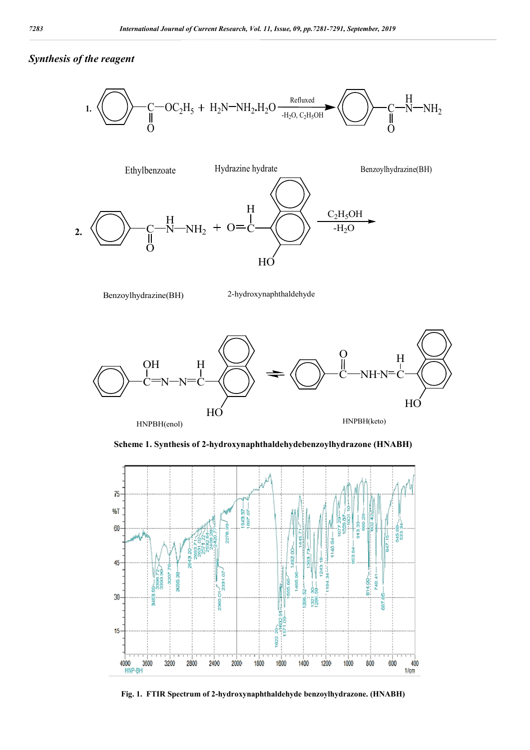## *Synthesis of the reagent*

Scheme 1. Synthesis of 2-hydroxynaphthaldehydebenzoylhydrazone (HNABH)

Fig. 1. FTIR Spectrum of 2-hydroxynaphthaldehyde benzoylhydrazone. (HNABH)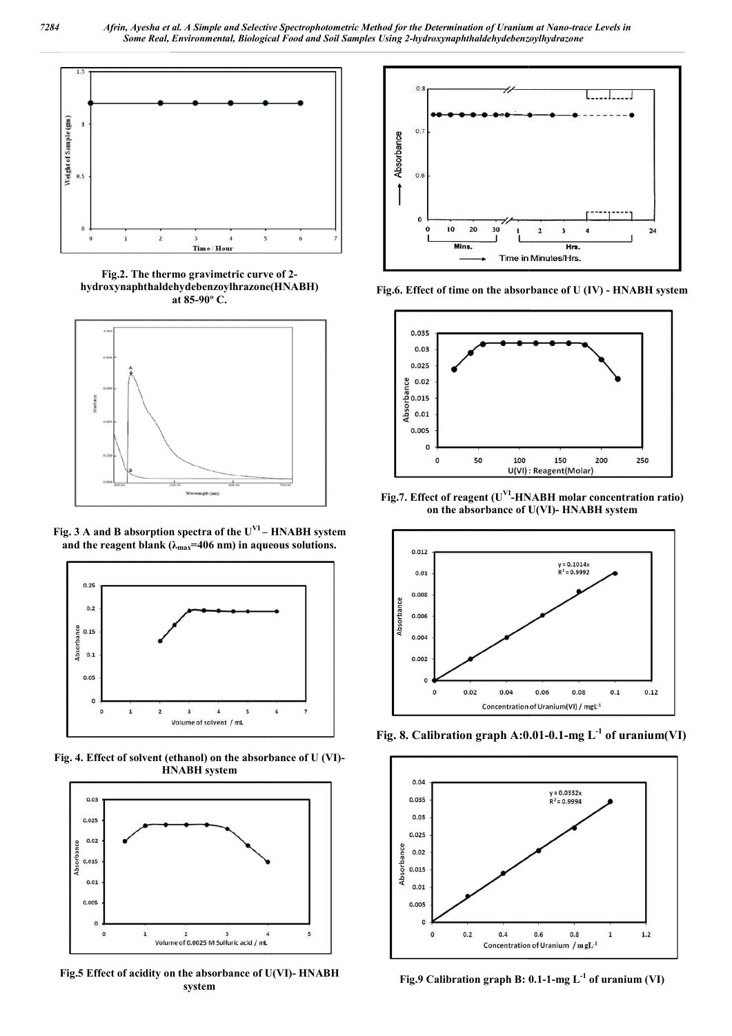Fig.2. The thermo gravimetric curve of 2-hydroxynaphthaldehydebenzoylhrazone(HNABH) at 85-90º C.

Fig. 3 A and B absorption spectra of the $U^{VI}$ – HNABH system and the reagent blank ($\lambda_{max}$=406 nm) in aqueous solutions.

Fig. 4. Effect of solvent (ethanol) on the absorbance of U (VI)-HNABH system

Fig.5 Effect of acidity on the absorbance of U(VI)- HNABH system

Fig.6. Effect of time on the absorbance of U (IV) - HNABH system

Fig.7. Effect of reagent ($U^{VI}$-HNABH molar concentration ratio) on the absorbance of U(VI)- HNABH system

Fig. 8. Calibration graph A:0.01-0.1-mg $L^{-1}$ of uranium(VI)

Fig.9 Calibration graph B: 0.1-1-mg $L^{-1}$ of uranium (VI)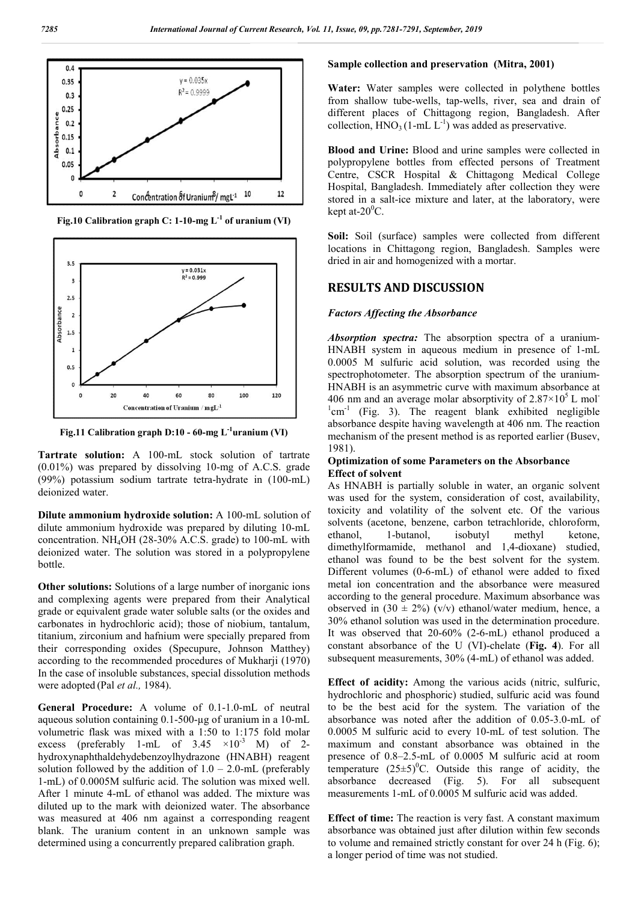Fig.10 Calibration graph C: 1-10-mg $L^{-1}$ of uranium (VI)

Fig.11 Calibration graph D:10 - 60-mg $L^{-1}$ uranium (VI)

**Tartrate solution:** A 100-mL stock solution of tartrate (0.01%) was prepared by dissolving 10-mg of A.C.S. grade (99%) potassium sodium tartrate tetra-hydrate in (100-mL) deionized water.

**Dilute ammonium hydroxide solution:** A 100-mL solution of dilute ammonium hydroxide was prepared by diluting 10-mL concentration. $NH_4OH$ (28-30% A.C.S. grade) to 100-mL with deionized water. The solution was stored in a polypropylene bottle.

**Other solutions:** Solutions of a large number of inorganic ions and complexing agents were prepared from their Analytical grade or equivalent grade water soluble salts (or the oxides and carbonates in hydrochloric acid); those of niobium, tantalum, titanium, zirconium and hafnium were specially prepared from their corresponding oxides (Specupure, Johnson Matthey) according to the recommended procedures of Mukharji (1970) In the case of insoluble substances, special dissolution methods were adopted (Pal *et al.,* 1984).

**General Procedure:** A volume of 0.1-1.0-mL of neutral aqueous solution containing 0.1-500-µg of uranium in a 10-mL volumetric flask was mixed with a 1:50 to 1:175 fold molar excess (preferably 1-mL of 3.45 $\times 10^{-3}$ M) of 2-hydroxynaphthaldehydebenzoylhydrazone (HNABH) reagent solution followed by the addition of 1.0 – 2.0-mL (preferably 1-mL) of 0.0005M sulfuric acid. The solution was mixed well. After 1 minute 4-mL of ethanol was added. The mixture was diluted up to the mark with deionized water. The absorbance was measured at 406 nm against a corresponding reagent blank. The uranium content in an unknown sample was determined using a concurrently prepared calibration graph.

**Sample collection and preservation (Mitra, 2001)**

**Water:** Water samples were collected in polythene bottles from shallow tube-wells, tap-wells, river, sea and drain of different places of Chittagong region, Bangladesh. After collection, $HNO_3$ (1-mL $L^{-1}$) was added as preservative.

**Blood and Urine:** Blood and urine samples were collected in polypropylene bottles from effected persons of Treatment Centre, CSCR Hospital & Chittagong Medical College Hospital, Bangladesh. Immediately after collection they were stored in a salt-ice mixture and later, at the laboratory, were kept at-$20^0$C.

**Soil:** Soil (surface) samples were collected from different locations in Chittagong region, Bangladesh. Samples were dried in air and homogenized with a mortar.

## RESULTS AND DISCUSSION

### *Factors Affecting the Absorbance*

***Absorption spectra:*** The absorption spectra of a uranium-HNABH system in aqueous medium in presence of 1-mL 0.0005 M sulfuric acid solution, was recorded using the spectrophotometer. The absorption spectrum of the uranium-HNABH is an asymmetric curve with maximum absorbance at 406 nm and an average molar absorptivity of $2.87\times10^5$ L $mol^{-1}cm^{-1}$ (Fig. 3). The reagent blank exhibited negligible absorbance despite having wavelength at 406 nm. The reaction mechanism of the present method is as reported earlier (Busev, 1981).

### Optimization of some Parameters on the Absorbance

**Effect of solvent**

As HNABH is partially soluble in water, an organic solvent was used for the system, consideration of cost, availability, toxicity and volatility of the solvent etc. Of the various solvents (acetone, benzene, carbon tetrachloride, chloroform, ethanol, 1-butanol, isobutyl methyl ketone, dimethylformamide, methanol and 1,4-dioxane) studied, ethanol was found to be the best solvent for the system. Different volumes (0-6-mL) of ethanol were added to fixed metal ion concentration and the absorbance were measured according to the general procedure. Maximum absorbance was observed in (30 ± 2%) (v/v) ethanol/water medium, hence, a 30% ethanol solution was used in the determination procedure. It was observed that 20-60% (2-6-mL) ethanol produced a constant absorbance of the U (VI)-chelate (**Fig. 4**). For all subsequent measurements, 30% (4-mL) of ethanol was added.

**Effect of acidity:** Among the various acids (nitric, sulfuric, hydrochloric and phosphoric) studied, sulfuric acid was found to be the best acid for the system. The variation of the absorbance was noted after the addition of 0.05-3.0-mL of 0.0005 M sulfuric acid to every 10-mL of test solution. The maximum and constant absorbance was obtained in the presence of 0.8–2.5-mL of 0.0005 M sulfuric acid at room temperature $(25\pm5)^0$C. Outside this range of acidity, the absorbance decreased (Fig. 5). For all subsequent measurements 1-mL of 0.0005 M sulfuric acid was added.

**Effect of time:** The reaction is very fast. A constant maximum absorbance was obtained just after dilution within few seconds to volume and remained strictly constant for over 24 h (Fig. 6); a longer period of time was not studied.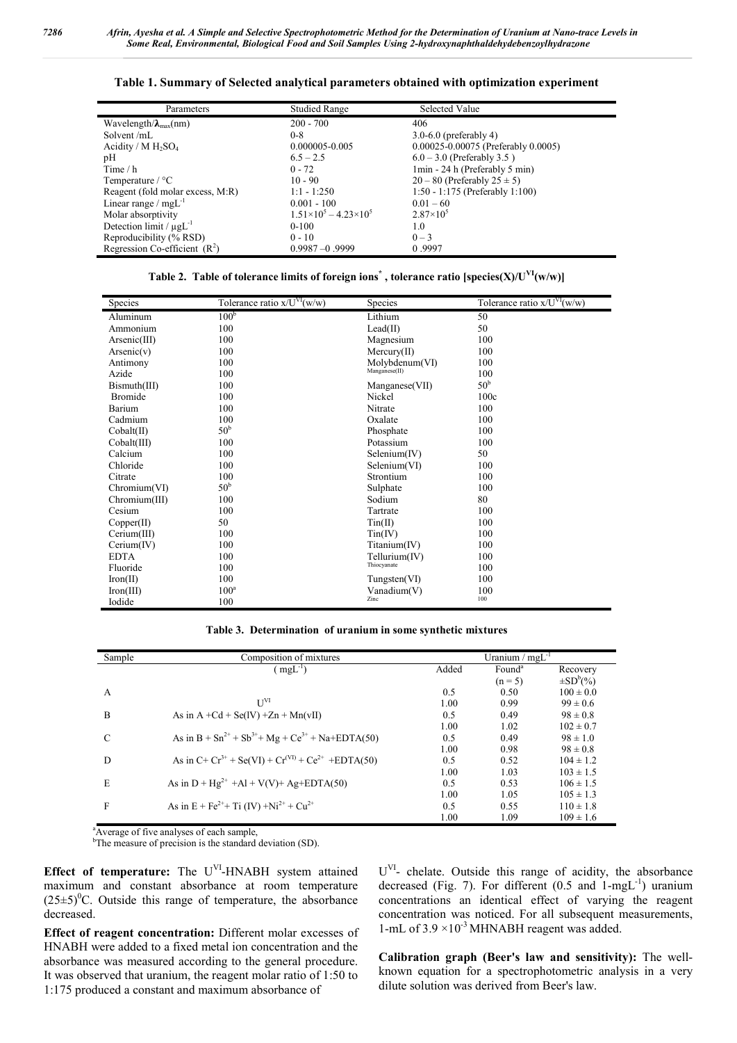**Table 1. Summary of Selected analytical parameters obtained with optimization experiment**

| Parameters | Studied Range | Selected Value |
|---|---|---|
| Wavelength/$\lambda_{max}$(nm) | 200 - 700 | 406 |
| Solvent /mL | 0-8 | 3.0-6.0 (preferably 4) |
| Acidity / M $H_2SO_4$ | 0.000005-0.005 | 0.00025-0.00075 (Preferably 0.0005) |
| pH | 6.5 – 2.5 | 6.0 – 3.0 (Preferably 3.5 ) |
| Time / h | 0 - 72 | 1min - 24 h (Preferably 5 min) |
| Temperature / °C | 10 - 90 | 20 – 80 (Preferably 25 ± 5) |
| Reagent (fold molar excess, M:R) | 1:1 - 1:250 | 1:50 - 1:175 (Preferably 1:100) |
| Linear range / $mgL^{-1}$ | 0.001 - 100 | 0.01 – 60 |
| Molar absorptivity | $1.51\times10^5 – 4.23\times10^5$ | $2.87\times10^5$ |
| Detection limit / $\mu gL^{-1}$ | 0-100 | 1.0 |
| Reproducibility (% RSD) | 0 - 10 | 0 – 3 |
| Regression Co-efficient ($R^2$) | 0.9987 –0 .9999 | 0 .9997 |

**Table 2. Table of tolerance limits of foreign ions*, tolerance ratio [species(X)/$U^{VI}$(w/w)]**

| Species | Tolerance ratio x/$U^{VI}$(w/w) | Species | Tolerance ratio x/$U^{VI}$(w/w) |
|---|---|---|---|
| Aluminum | 100[b] | Lithium | 50 |
| Ammonium | 100 | Lead(II) | 50 |
| Arsenic(III) | 100 | Magnesium | 100 |
| Arsenic(v) | 100 | Mercury(II) | 100 |
| Antimony | 100 | Molybdenum(VI) | 100 |
| Azide | 100 | Manganese(II) | 100 |
| Bismuth(III) | 100 | Manganese(VII) | 50[b] |
| Bromide | 100 | Nickel | 100c |
| Barium | 100 | Nitrate | 100 |
| Cadmium | 100 | Oxalate | 100 |
| Cobalt(II) | 50[b] | Phosphate | 100 |
| Cobalt(III) | 100 | Potassium | 100 |
| Calcium | 100 | Selenium(IV) | 50 |
| Chloride | 100 | Selenium(VI) | 100 |
| Citrate | 100 | Strontium | 100 |
| Chromium(VI) | 50[b] | Sulphate | 100 |
| Chromium(III) | 100 | Sodium | 80 |
| Cesium | 100 | Tartrate | 100 |
| Copper(II) | 50 | Tin(II) | 100 |
| Cerium(III) | 100 | Tin(IV) | 100 |
| Cerium(IV) | 100 | Titanium(IV) | 100 |
| EDTA | 100 | Tellurium(IV) | 100 |
| Fluoride | 100 | Thiocyanate | 100 |
| Iron(II) | 100 | Tungsten(VI) | 100 |
| Iron(III) | 100[a] | Vanadium(V) | 100 |
| Iodide | 100 | Zinc | 100 |

**Table 3. Determination of uranium in some synthetic mixtures**

| Sample | Composition of mixtures ($mgL^{-1}$) | Uranium / $mgL^{-1}$ Added | Found[a] (n = 5) | Recovery ±SD[b](%) |
|---|---|---|---|---|
| A | $U^{VI}$ | 0.5 | 0.50 | 100 ± 0.0 |
| | | 1.00 | 0.99 | 99 ± 0.6 |
| B | As in A +Cd + Se(lV) +Zn + Mn(vII) | 0.5 | 0.49 | 98 ± 0.8 |
| | | 1.00 | 1.02 | 102 ± 0.7 |
| C | As in B + $Sn^{2+}$ + $Sb^{3+}$+ Mg + $Ce^{3+}$ + Na+EDTA(50) | 0.5 | 0.49 | 98 ± 1.0 |
| | | 1.00 | 0.98 | 98 ± 0.8 |
| D | As in C+ $Cr^{3+}$ + Se(VI) + $Cr^{(VI)}$ + $Ce^{2+}$ +EDTA(50) | 0.5 | 0.52 | 104 ± 1.2 |
| | | 1.00 | 1.03 | 103 ± 1.5 |
| E | As in D + $Hg^{2+}$ +Al + V(V)+ Ag+EDTA(50) | 0.5 | 0.53 | 106 ± 1.5 |
| | | 1.00 | 1.05 | 105 ± 1.3 |
| F | As in E + $Fe^{2+}$+ Ti (IV) +$Ni^{2+}$ + $Cu^{2+}$ | 0.5 | 0.55 | 110 ± 1.8 |
| | | 1.00 | 1.09 | 109 ± 1.6 |

[a]Average of five analyses of each sample,
[b]The measure of precision is the standard deviation (SD).

**Effect of temperature:** The $U^{VI}$-HNABH system attained maximum and constant absorbance at room temperature $(25\pm5)^0$C. Outside this range of temperature, the absorbance decreased.

**Effect of reagent concentration:** Different molar excesses of HNABH were added to a fixed metal ion concentration and the absorbance was measured according to the general procedure. It was observed that uranium, the reagent molar ratio of 1:50 to 1:175 produced a constant and maximum absorbance of $U^{VI}$- chelate. Outside this range of acidity, the absorbance decreased (Fig. 7). For different (0.5 and 1-$mgL^{-1}$) uranium concentrations an identical effect of varying the reagent concentration was noticed. For all subsequent measurements, 1-mL of $3.9 \times10^{-3}$ MHNABH reagent was added.

**Calibration graph (Beer's law and sensitivity):** The well-known equation for a spectrophotometric analysis in a very dilute solution was derived from Beer's law.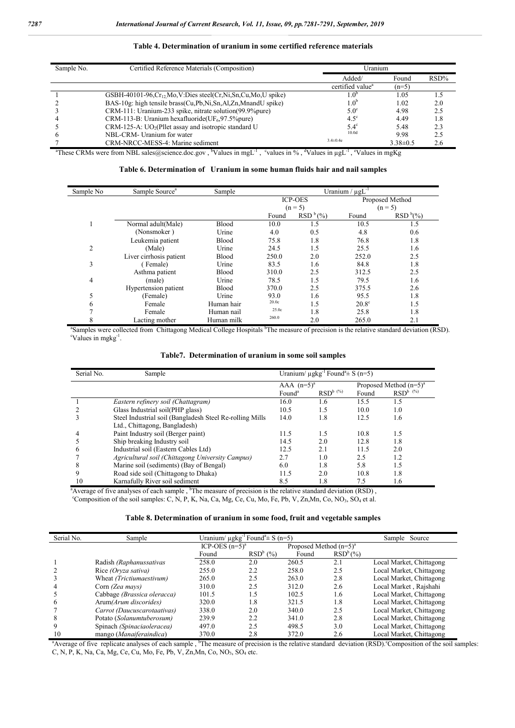**Table 4. Determination of uranium in some certified reference materials**

| Sample No. | Certified Reference Materials (Composition) | Uranium | | |
|---|---|---|---|---|
| | | Added/ certified value[a] | Found (n=5) | RSD% |
| 1 | GSBH-40101-96, $Cr_{12}$Mo,V:Dies steel(Cr,Ni,Sn,Cu,Mo,U spike) | 1.0[b] | 1.05 | 1.5 |
| 2 | BAS-10g: high tensile brass(Cu,Pb,Ni,Sn,Al,Zn,MnandU spike) | 1.0[b] | 1.02 | 2.0 |
| 3 | CRM-111: Uranium-233 spike, nitrate solution(99.9%pure) | 5.0[c] | 4.98 | 2.5 |
| 4 | CRM-113-B: Uranium hexafluoride($UF_6$,97.5%pure) | 4.5[c] | 4.49 | 1.8 |
| 5 | CRM-125-A: $UO_2$(Pllet assay and isotropic standard U | 5.4[c] | 5.48 | 2.3 |
| 6 | NBL-CRM- Uranium for water | 10.0d | 9.98 | 2.5 |
| 7 | CRM-NRCC-MESS-4: Marine sediment | 3.4±0.4e | 3.38±0.5 | 2.6 |

[a]These CRMs were from NBL sales@science.doc.gov , [b]Values in $mgL^{-1}$ , [c]values in % , [d]Values in $\mu gL^{-1}$ , [e]Values in mgKg

**Table 6. Determination of Uranium in some human fluids hair and nail samples**

| Sample No | Sample Source[a] | Sample | Uranium / $\mu gL^{-1}$ | | | |
|---|---|---|---|---|---|---|
| | | | ICP-OES (n = 5) | | Proposed Method (n = 5) | |
| | | | Found | RSD [b](%) | Found | RSD [b](%) |
| 1 | Normal adult(Male) | Blood | 10.0 | 1.5 | 10.5 | 1.5 |
| | (Nonsmoker ) | Urine | 4.0 | 0.5 | 4.8 | 0.6 |
| | Leukemia patient | Blood | 75.8 | 1.8 | 76.8 | 1.8 |
| 2 | (Male) | Urine | 24.5 | 1.5 | 25.5 | 1.6 |
| | Liver cirrhosis patient | Blood | 250.0 | 2.0 | 252.0 | 2.5 |
| 3 | ( Female) | Urine | 83.5 | 1.6 | 84.8 | 1.8 |
| | Asthma patient | Blood | 310.0 | 2.5 | 312.5 | 2.5 |
| 4 | (male) | Urine | 78.5 | 1.5 | 79.5 | 1.6 |
| | Hypertension patient | Blood | 370.0 | 2.5 | 375.5 | 2.6 |
| 5 | (Female) | Urine | 93.0 | 1.6 | 95.5 | 1.8 |
| 6 | Female | Human hair | 20.0c | 1.5 | 20.8[c] | 1.5 |
| 7 | Female | Human nail | 25.0c | 1.8 | 25.8 | 1.8 |
| 8 | Lacting mother | Human milk | 260.0 | 2.0 | 265.0 | 2.1 |

[a]Samples were collected from Chittagong Medical College Hospitals [b]The measure of precision is the relative standard deviation (RSD). [c]Values in $mgkg^{-1}$.

**Table7. Determination of uranium in some soil samples**

| Serial No. | Sample | Uranium/ $\mu gkg^{-1}$ Found[a]± S (n=5) | | | |
|---|---|---|---|---|---|
| | | AAA (n=5)[a] | | Proposed Method (n=5)[a] | |
| | | Found[a] | RSD[b] (%) | Found | RSD[b] (%) |
| 1 | *Eastern refinery soil (Chattagram)* | 16.0 | 1.6 | 15.5 | 1.5 |
| 2 | Glass Industrial soil(PHP glass) | 10.5 | 1.5 | 10.0 | 1.0 |
| 3 | Steel Industrial soil (Bangladesh Steel Re-rolling Mills Ltd., Chittagong, Bangladesh) | 14.0 | 1.8 | 12.5 | 1.6 |
| 4 | Paint Industry soil (Berger paint) | 11.5 | 1.5 | 10.8 | 1.5 |
| 5 | Ship breaking Industry soil | 14.5 | 2.0 | 12.8 | 1.8 |
| 6 | Industrial soil (Eastern Cables Ltd) | 12.5 | 2.1 | 11.5 | 2.0 |
| 7 | *Agricultural soil (Chittagong University Campus)* | 2.7 | 1.0 | 2.5 | 1.2 |
| 8 | Marine soil (sediments) (Bay of Bengal) | 6.0 | 1.8 | 5.8 | 1.5 |
| 9 | Road side soil (Chittagong to Dhaka) | 11.5 | 2.0 | 10.8 | 1.8 |
| 10 | Karnafully River soil sediment | 8.5 | 1.8 | 7.5 | 1.6 |

[a]Average of five analyses of each sample , [b]The measure of precision is the relative standard deviation (RSD) ,
[c]Composition of the soil samples: C, N, P, K, Na, Ca, Mg, Ce, Cu, Mo, Fe, Pb, V, Zn,Mn, Co, $NO_3$, $SO_4$ et al.

**Table 8. Determination of uranium in some food, fruit and vegetable samples**

| Serial No. | Sample | Uranium/ $\mu gkg^{-1}$ Found[a]± S (n=5) | | | | Sample Source |
|---|---|---|---|---|---|---|
| | | ICP-OES (n=5)[a] | | Proposed Method (n=5)[a] | | |
| | | Found | RSD[b] (%) | Found | RSD[b] (%) | |
| 1 | Radish *(Raphanussativas* | 258.0 | 2.0 | 260.5 | 2.1 | Local Market, Chittagong |
| 2 | Rice *(Oryza sativa)* | 255.0 | 2.2 | 258.0 | 2.5 | Local Market, Chittagong |
| 3 | Wheat *(Trictiumaestivum)* | 265.0 | 2.5 | 263.0 | 2.8 | Local Market, Chittagong |
| 4 | Corn *(Zea mays)* | 310.0 | 2.5 | 312.0 | 2.6 | Local Market , Rajshahi |
| 5 | Cabbage *(Brassica oleracca)* | 101.5 | 1.5 | 102.5 | 1.6 | Local Market, Chittagong |
| 6 | Arum*(Arum discorides)* | 320.0 | 1.8 | 321.5 | 1.8 | Local Market, Chittagong |
| 7 | *Carrot (Daucuscarotaativas)* | 338.0 | 2.0 | 340.0 | 2.5 | Local Market, Chittagong |
| 8 | Potato (*Solanumtuberosum)* | 239.9 | 2.2 | 341.0 | 2.8 | Local Market, Chittagong |
| 9 | Spinach *(Spinaciaoleracea)* | 497.0 | 2.5 | 498.5 | 3.0 | Local Market, Chittagong |
| 10 | mango (*Manaiferaindica*) | 370.0 | 2.8 | 372.0 | 2.6 | Local Market, Chittagong |

[a]Average of five replicate analyses of each sample , [b]The measure of precision is the relative standard deviation (RSD).[c]Composition of the soil samples: C, N, P, K, Na, Ca, Mg, Ce, Cu, Mo, Fe, Pb, V, Zn,Mn, Co, $NO_3$, $SO_4$ etc.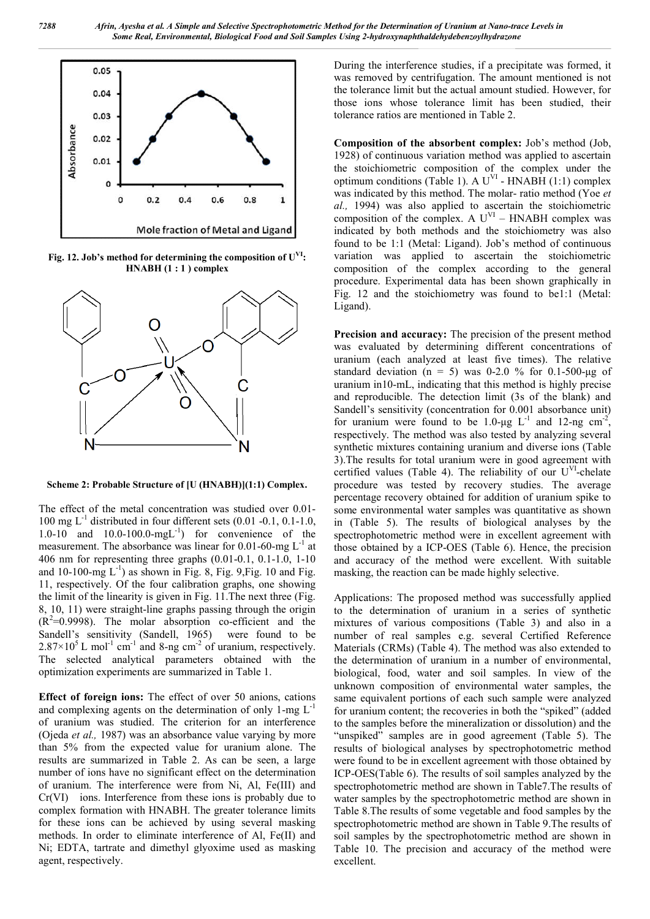Fig. 12. Job's method for determining the composition of $U^{VI}$: HNABH (1 : 1 ) complex

Scheme 2: Probable Structure of [U (HNABH)](1:1) Complex.

The effect of the metal concentration was studied over 0.01-100 mg $L^{-1}$ distributed in four different sets (0.01 -0.1, 0.1-1.0, 1.0-10 and 10.0-100.0-mg$L^{-1}$) for convenience of the measurement. The absorbance was linear for 0.01-60-mg $L^{-1}$ at 406 nm for representing three graphs (0.01-0.1, 0.1-1.0, 1-10 and 10-100-mg $L^{-1}$) as shown in Fig. 8, Fig. 9,Fig. 10 and Fig. 11, respectively. Of the four calibration graphs, one showing the limit of the linearity is given in Fig. 11.The next three (Fig. 8, 10, 11) were straight-line graphs passing through the origin ($R^2$=0.9998). The molar absorption co-efficient and the Sandell's sensitivity (Sandell, 1965) were found to be $2.87\times10^5$ L $mol^{-1}$ $cm^{-1}$ and 8-ng $cm^{-2}$ of uranium, respectively. The selected analytical parameters obtained with the optimization experiments are summarized in Table 1.

**Effect of foreign ions:** The effect of over 50 anions, cations and complexing agents on the determination of only 1-mg $L^{-1}$ of uranium was studied. The criterion for an interference (Ojeda *et al.,* 1987) was an absorbance value varying by more than 5% from the expected value for uranium alone. The results are summarized in Table 2. As can be seen, a large number of ions have no significant effect on the determination of uranium. The interference were from Ni, Al, Fe(III) and Cr(VI) ions. Interference from these ions is probably due to complex formation with HNABH. The greater tolerance limits for these ions can be achieved by using several masking methods. In order to eliminate interference of Al, Fe(II) and Ni; EDTA, tartrate and dimethyl glyoxime used as masking agent, respectively.

During the interference studies, if a precipitate was formed, it was removed by centrifugation. The amount mentioned is not the tolerance limit but the actual amount studied. However, for those ions whose tolerance limit has been studied, their tolerance ratios are mentioned in Table 2.

**Composition of the absorbent complex:** Job's method (Job, 1928) of continuous variation method was applied to ascertain the stoichiometric composition of the complex under the optimum conditions (Table 1). A $U^{VI}$ - HNABH (1:1) complex was indicated by this method. The molar- ratio method (Yoe *et al.,* 1994) was also applied to ascertain the stoichiometric composition of the complex. A $U^{VI}$ – HNABH complex was indicated by both methods and the stoichiometry was also found to be 1:1 (Metal: Ligand). Job's method of continuous variation was applied to ascertain the stoichiometric composition of the complex according to the general procedure. Experimental data has been shown graphically in Fig. 12 and the stoichiometry was found to be1:1 (Metal: Ligand).

**Precision and accuracy:** The precision of the present method was evaluated by determining different concentrations of uranium (each analyzed at least five times). The relative standard deviation (n = 5) was 0-2.0 % for 0.1-500-μg of uranium in10-mL, indicating that this method is highly precise and reproducible. The detection limit (3s of the blank) and Sandell's sensitivity (concentration for 0.001 absorbance unit) for uranium were found to be 1.0-μg $L^{-1}$ and 12-ng $cm^{-2}$, respectively. The method was also tested by analyzing several synthetic mixtures containing uranium and diverse ions (Table 3).The results for total uranium were in good agreement with certified values (Table 4). The reliability of our $U^{VI}$-chelate procedure was tested by recovery studies. The average percentage recovery obtained for addition of uranium spike to some environmental water samples was quantitative as shown in (Table 5). The results of biological analyses by the spectrophotometric method were in excellent agreement with those obtained by a ICP-OES (Table 6). Hence, the precision and accuracy of the method were excellent. With suitable masking, the reaction can be made highly selective.

Applications: The proposed method was successfully applied to the determination of uranium in a series of synthetic mixtures of various compositions (Table 3) and also in a number of real samples e.g. several Certified Reference Materials (CRMs) (Table 4). The method was also extended to the determination of uranium in a number of environmental, biological, food, water and soil samples. In view of the unknown composition of environmental water samples, the same equivalent portions of each such sample were analyzed for uranium content; the recoveries in both the "spiked" (added to the samples before the mineralization or dissolution) and the "unspiked" samples are in good agreement (Table 5). The results of biological analyses by spectrophotometric method were found to be in excellent agreement with those obtained by ICP-OES(Table 6). The results of soil samples analyzed by the spectrophotometric method are shown in Table7.The results of water samples by the spectrophotometric method are shown in Table 8.The results of some vegetable and food samples by the spectrophotometric method are shown in Table 9.The results of soil samples by the spectrophotometric method are shown in Table 10. The precision and accuracy of the method were excellent.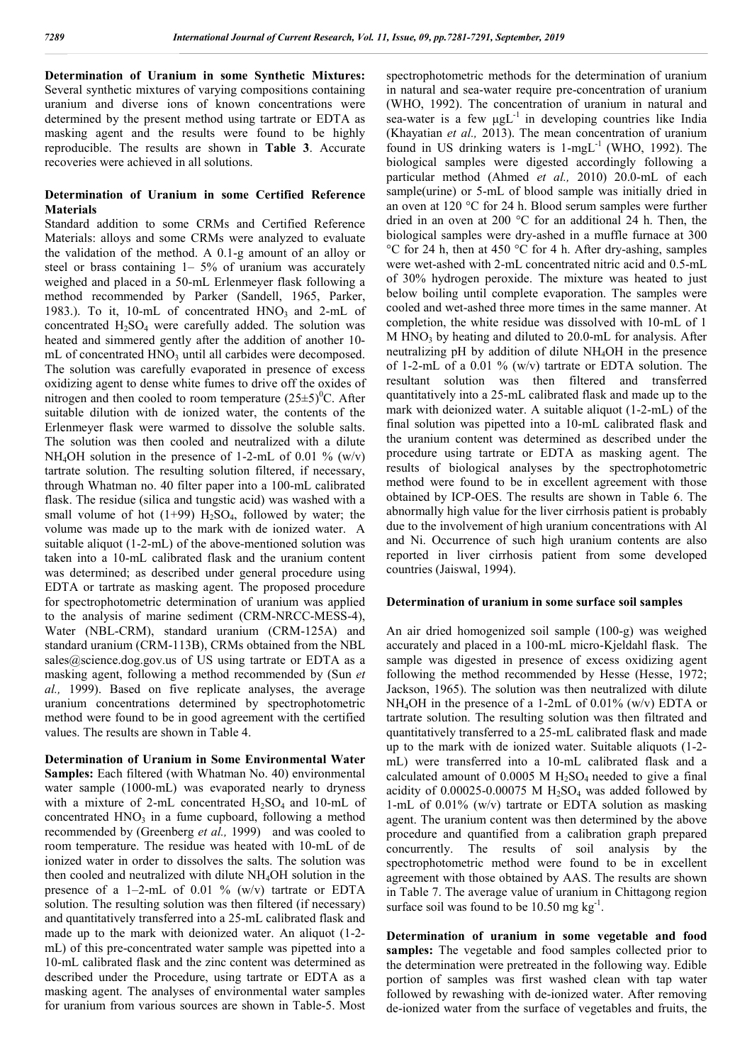**Determination of Uranium in some Synthetic Mixtures:** Several synthetic mixtures of varying compositions containing uranium and diverse ions of known concentrations were determined by the present method using tartrate or EDTA as masking agent and the results were found to be highly reproducible. The results are shown in **Table 3**. Accurate recoveries were achieved in all solutions.

### Determination of Uranium in some Certified Reference Materials

Standard addition to some CRMs and Certified Reference Materials: alloys and some CRMs were analyzed to evaluate the validation of the method. A 0.1-g amount of an alloy or steel or brass containing 1– 5% of uranium was accurately weighed and placed in a 50-mL Erlenmeyer flask following a method recommended by Parker (Sandell, 1965, Parker, 1983.). To it, 10-mL of concentrated $HNO_3$ and 2-mL of concentrated $H_2SO_4$ were carefully added. The solution was heated and simmered gently after the addition of another 10-mL of concentrated $HNO_3$ until all carbides were decomposed. The solution was carefully evaporated in presence of excess oxidizing agent to dense white fumes to drive off the oxides of nitrogen and then cooled to room temperature $(25\pm5)^0$C. After suitable dilution with de ionized water, the contents of the Erlenmeyer flask were warmed to dissolve the soluble salts. The solution was then cooled and neutralized with a dilute $NH_4OH$ solution in the presence of 1-2-mL of 0.01 % (w/v) tartrate solution. The resulting solution filtered, if necessary, through Whatman no. 40 filter paper into a 100-mL calibrated flask. The residue (silica and tungstic acid) was washed with a small volume of hot (1+99) $H_2SO_4$, followed by water; the volume was made up to the mark with de ionized water. A suitable aliquot (1-2-mL) of the above-mentioned solution was taken into a 10-mL calibrated flask and the uranium content was determined; as described under general procedure using EDTA or tartrate as masking agent. The proposed procedure for spectrophotometric determination of uranium was applied to the analysis of marine sediment (CRM-NRCC-MESS-4), Water (NBL-CRM), standard uranium (CRM-125A) and standard uranium (CRM-113B), CRMs obtained from the NBL sales@science.dog.gov.us of US using tartrate or EDTA as a masking agent, following a method recommended by (Sun *et al.,* 1999). Based on five replicate analyses, the average uranium concentrations determined by spectrophotometric method were found to be in good agreement with the certified values. The results are shown in Table 4.

**Determination of Uranium in Some Environmental Water Samples:** Each filtered (with Whatman No. 40) environmental water sample (1000-mL) was evaporated nearly to dryness with a mixture of 2-mL concentrated $H_2SO_4$ and 10-mL of concentrated $HNO_3$ in a fume cupboard, following a method recommended by (Greenberg *et al.,* 1999) and was cooled to room temperature. The residue was heated with 10-mL of de ionized water in order to dissolves the salts. The solution was then cooled and neutralized with dilute $NH_4OH$ solution in the presence of a 1–2-mL of 0.01 % (w/v) tartrate or EDTA solution. The resulting solution was then filtered (if necessary) and quantitatively transferred into a 25-mL calibrated flask and made up to the mark with deionized water. An aliquot (1-2-mL) of this pre-concentrated water sample was pipetted into a 10-mL calibrated flask and the zinc content was determined as described under the Procedure, using tartrate or EDTA as a masking agent. The analyses of environmental water samples for uranium from various sources are shown in Table-5. Most spectrophotometric methods for the determination of uranium in natural and sea-water require pre-concentration of uranium (WHO, 1992). The concentration of uranium in natural and sea-water is a few $\mu gL^{-1}$ in developing countries like India (Khayatian *et al.,* 2013). The mean concentration of uranium found in US drinking waters is $1\text{-mgL}^{-1}$ (WHO, 1992). The biological samples were digested accordingly following a particular method (Ahmed *et al.,* 2010) 20.0-mL of each sample(urine) or 5-mL of blood sample was initially dried in an oven at 120 °C for 24 h. Blood serum samples were further dried in an oven at 200 °C for an additional 24 h. Then, the biological samples were dry-ashed in a muffle furnace at 300 °C for 24 h, then at 450 °C for 4 h. After dry-ashing, samples were wet-ashed with 2-mL concentrated nitric acid and 0.5-mL of 30% hydrogen peroxide. The mixture was heated to just below boiling until complete evaporation. The samples were cooled and wet-ashed three more times in the same manner. At completion, the white residue was dissolved with 10-mL of 1 M $HNO_3$ by heating and diluted to 20.0-mL for analysis. After neutralizing pH by addition of dilute $NH_4OH$ in the presence of 1-2-mL of a 0.01 % (w/v) tartrate or EDTA solution. The resultant solution was then filtered and transferred quantitatively into a 25-mL calibrated flask and made up to the mark with deionized water. A suitable aliquot (1-2-mL) of the final solution was pipetted into a 10-mL calibrated flask and the uranium content was determined as described under the procedure using tartrate or EDTA as masking agent. The results of biological analyses by the spectrophotometric method were found to be in excellent agreement with those obtained by ICP-OES. The results are shown in Table 6. The abnormally high value for the liver cirrhosis patient is probably due to the involvement of high uranium concentrations with Al and Ni. Occurrence of such high uranium contents are also reported in liver cirrhosis patient from some developed countries (Jaiswal, 1994).

### Determination of uranium in some surface soil samples

An air dried homogenized soil sample (100-g) was weighed accurately and placed in a 100-mL micro-Kjeldahl flask. The sample was digested in presence of excess oxidizing agent following the method recommended by Hesse (Hesse, 1972; Jackson, 1965). The solution was then neutralized with dilute $NH_4OH$ in the presence of a 1-2mL of 0.01% (w/v) EDTA or tartrate solution. The resulting solution was then filtrated and quantitatively transferred to a 25-mL calibrated flask and made up to the mark with de ionized water. Suitable aliquots (1-2-mL) were transferred into a 10-mL calibrated flask and a calculated amount of 0.0005 M $H_2SO_4$ needed to give a final acidity of 0.00025-0.00075 M $H_2SO_4$ was added followed by 1-mL of 0.01% (w/v) tartrate or EDTA solution as masking agent. The uranium content was then determined by the above procedure and quantified from a calibration graph prepared concurrently. The results of soil analysis by the spectrophotometric method were found to be in excellent agreement with those obtained by AAS. The results are shown in Table 7. The average value of uranium in Chittagong region surface soil was found to be 10.50 mg $kg^{-1}$.

**Determination of uranium in some vegetable and food samples:** The vegetable and food samples collected prior to the determination were pretreated in the following way. Edible portion of samples was first washed clean with tap water followed by rewashing with de-ionized water. After removing de-ionized water from the surface of vegetables and fruits, the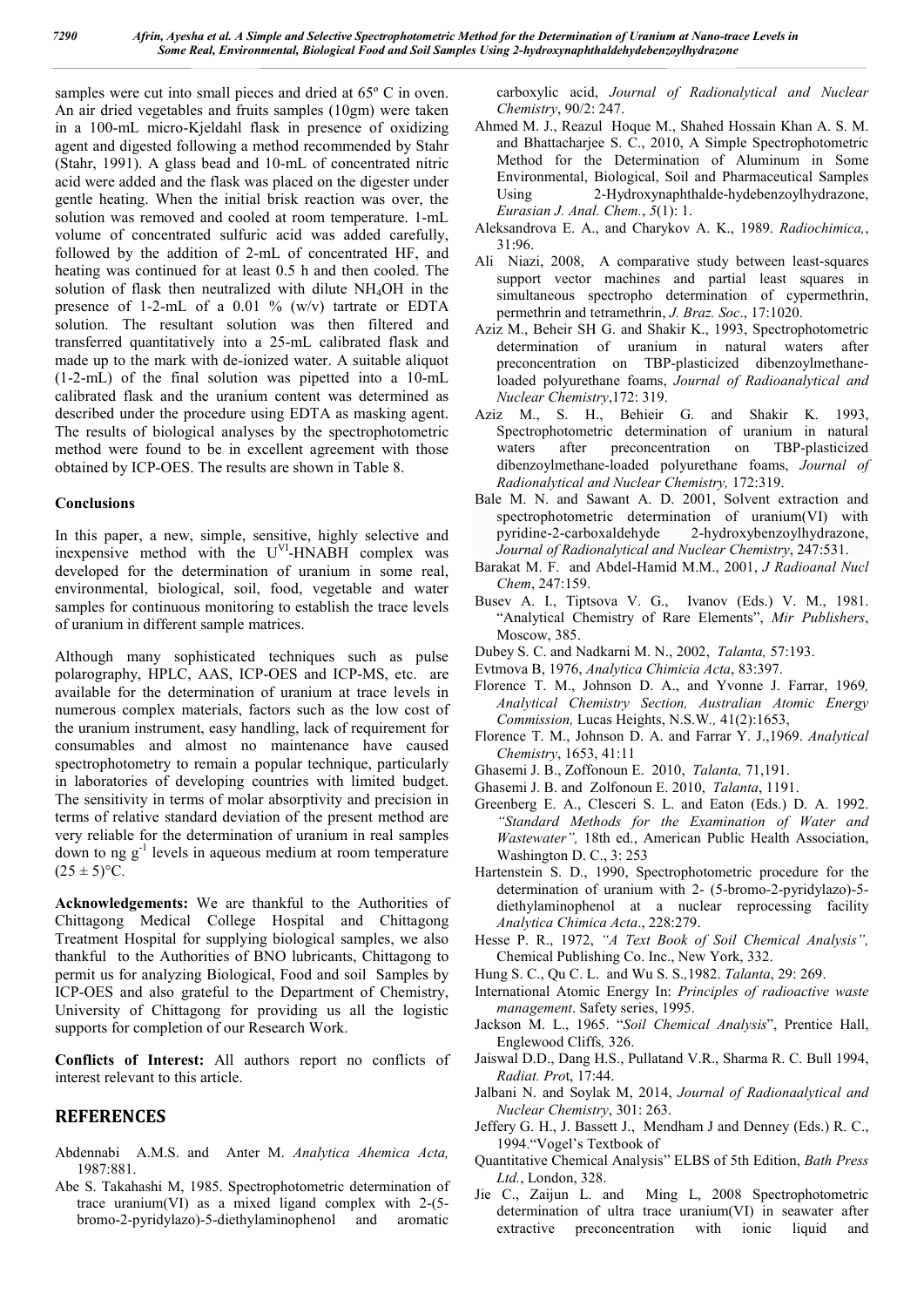samples were cut into small pieces and dried at 65º C in oven. An air dried vegetables and fruits samples (10gm) were taken in a 100-mL micro-Kjeldahl flask in presence of oxidizing agent and digested following a method recommended by Stahr (Stahr, 1991). A glass bead and 10-mL of concentrated nitric acid were added and the flask was placed on the digester under gentle heating. When the initial brisk reaction was over, the solution was removed and cooled at room temperature. 1-mL volume of concentrated sulfuric acid was added carefully, followed by the addition of 2-mL of concentrated HF, and heating was continued for at least 0.5 h and then cooled. The solution of flask then neutralized with dilute $NH_4OH$ in the presence of 1-2-mL of a 0.01 % (w/v) tartrate or EDTA solution. The resultant solution was then filtered and transferred quantitatively into a 25-mL calibrated flask and made up to the mark with de-ionized water. A suitable aliquot (1-2-mL) of the final solution was pipetted into a 10-mL calibrated flask and the uranium content was determined as described under the procedure using EDTA as masking agent. The results of biological analyses by the spectrophotometric method were found to be in excellent agreement with those obtained by ICP-OES. The results are shown in Table 8.

**Conclusions**

In this paper, a new, simple, sensitive, highly selective and inexpensive method with the $U^{VI}$-HNABH complex was developed for the determination of uranium in some real, environmental, biological, soil, food, vegetable and water samples for continuous monitoring to establish the trace levels of uranium in different sample matrices.

Although many sophisticated techniques such as pulse polarography, HPLC, AAS, ICP-OES and ICP-MS, etc. are available for the determination of uranium at trace levels in numerous complex materials, factors such as the low cost of the uranium instrument, easy handling, lack of requirement for consumables and almost no maintenance have caused spectrophotometry to remain a popular technique, particularly in laboratories of developing countries with limited budget. The sensitivity in terms of molar absorptivity and precision in terms of relative standard deviation of the present method are very reliable for the determination of uranium in real samples down to ng $g^{-1}$ levels in aqueous medium at room temperature $(25 \pm 5)$°C.

**Acknowledgements:** We are thankful to the Authorities of Chittagong Medical College Hospital and Chittagong Treatment Hospital for supplying biological samples, we also thankful to the Authorities of BNO lubricants, Chittagong to permit us for analyzing Biological, Food and soil Samples by ICP-OES and also grateful to the Department of Chemistry, University of Chittagong for providing us all the logistic supports for completion of our Research Work.

**Conflicts of Interest:** All authors report no conflicts of interest relevant to this article.

## REFERENCES

Abdennabi A.M.S. and Anter M. *Analytica Ahemica Acta,* 1987:881.

Abe S. Takahashi M, 1985. Spectrophotometric determination of trace uranium(VI) as a mixed ligand complex with 2-(5-bromo-2-pyridylazo)-5-diethylaminophenol and aromatic carboxylic acid, *Journal of Radionalytical and Nuclear Chemistry*, 90/2: 247.

Ahmed M. J., Reazul Hoque M., Shahed Hossain Khan A. S. M. and Bhattacharjee S. C., 2010, A Simple Spectrophotometric Method for the Determination of Aluminum in Some Environmental, Biological, Soil and Pharmaceutical Samples Using 2-Hydroxynaphthalde-hydebenzoylhydrazone, *Eurasian J. Anal. Chem.*, *5*(1): 1.

Aleksandrova E. A., and Charykov A. K., 1989. *Radiochimica,*, 31:96.

Ali Niazi, 2008, A comparative study between least-squares support vector machines and partial least squares in simultaneous spectropho determination of cypermethrin, permethrin and tetramethrin, *J. Braz. Soc*., 17:1020.

Aziz M., Beheir SH G. and Shakir K., 1993, Spectrophotometric determination of uranium in natural waters after preconcentration on TBP-plasticized dibenzoylmethane-loaded polyurethane foams, *Journal of Radioanalytical and Nuclear Chemistry*,172: 319.

Aziz M., S. H., Behieir G. and Shakir K. 1993, Spectrophotometric determination of uranium in natural waters after preconcentration on TBP-plasticized dibenzoylmethane-loaded polyurethane foams, *Journal of Radionalytical and Nuclear Chemistry,* 172:319.

Bale M. N. and Sawant A. D. 2001, Solvent extraction and spectrophotometric determination of uranium(VI) with pyridine-2-carboxaldehyde 2-hydroxybenzoylhydrazone, *Journal of Radionalytical and Nuclear Chemistry*, 247:531.

Barakat M. F. and Abdel-Hamid M.M., 2001, *J Radioanal Nucl Chem*, 247:159.

Busev A. I., Tiptsova V. G., Ivanov (Eds.) V. M., 1981. "Analytical Chemistry of Rare Elements", *Mir Publishers*, Moscow, 385.

Dubey S. C. and Nadkarni M. N., 2002, *Talanta,* 57:193.

Evtmova B, 1976, *Analytica Chimicia Acta*, 83:397.

Florence T. M., Johnson D. A., and Yvonne J. Farrar, 1969*, Analytical Chemistry Section, Australian Atomic Energy Commission,* Lucas Heights, N.S.W*.,* 41(2):1653,

Florence T. M., Johnson D. A. and Farrar Y. J.,1969. *Analytical Chemistry*, 1653, 41:11

Ghasemi J. B., Zoffonoun E. 2010, *Talanta,* 71,191.

Ghasemi J. B. and Zolfonoun E. 2010, *Talanta*, 1191.

Greenberg E. A., Clesceri S. L. and Eaton (Eds.) D. A. 1992. *"Standard Methods for the Examination of Water and Wastewater",* 18th ed., American Public Health Association, Washington D. C., 3: 253

Hartenstein S. D., 1990, Spectrophotometric procedure for the determination of uranium with 2- (5-bromo-2-pyridylazo)-5-diethylaminophenol at a nuclear reprocessing facility *Analytica Chimica Acta*., 228:279.

Hesse P. R., 1972, *"A Text Book of Soil Chemical Analysis",* Chemical Publishing Co. Inc., New York, 332.

Hung S. C., Qu C. L. and Wu S. S.*,*1982. *Talanta*, 29: 269.

International Atomic Energy In: *Principles of radioactive waste management*. Safety series, 1995.

Jackson M. L., 1965. "*Soil Chemical Analysis*", Prentice Hall, Englewood Cliffs*,* 326.

Jaiswal D.D., Dang H.S., Pullatand V.R., Sharma R. C. Bull 1994, *Radiat. Pro*t, 17:44.

Jalbani N. and Soylak M, 2014, *Journal of Radionaalytical and Nuclear Chemistry*, 301: 263.

Jeffery G. H., J. Bassett J., Mendham J and Denney (Eds.) R. C., 1994."Vogel's Textbook of Quantitative Chemical Analysis" ELBS of 5th Edition, *Bath Press Ltd.*, London, 328.

Jie C., Zaijun L. and Ming L, 2008 Spectrophotometric determination of ultra trace uranium(VI) in seawater after extractive preconcentration with ionic liquid and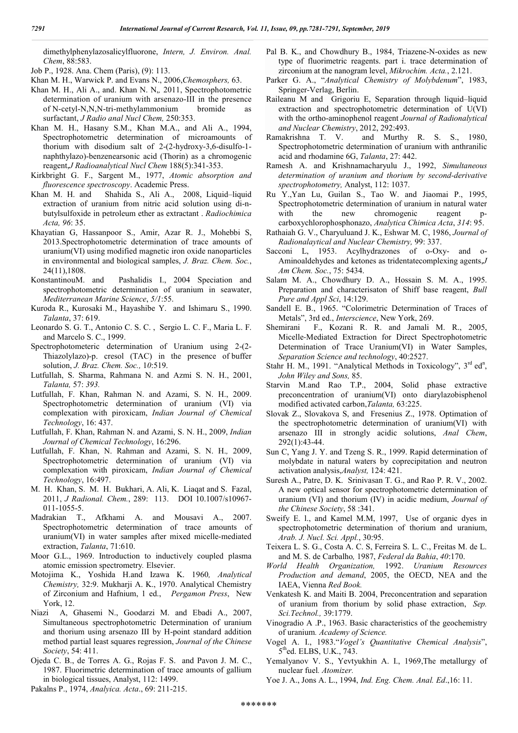dimethylphenylazosalicylfluorone, *Intern, J. Environ. Anal. Chem*, 88:583.

Job P., 1928. Ana. Chem (Paris), (9): 113.

Khan M. H., Warwick P. and Evans N., 2006,*Chemosphers,* 63.

Khan M. H., Ali A., and. Khan N. N" 2011, Spectrophotometric determination of uranium with arsenazo-III in the presence of N-cetyl-N,N,N-tri-methylammonium bromide as surfactant, *J Radio anal Nucl Chem,* 250:353.

Khan M. H., Hasany S.M., Khan M.A., and Ali A., 1994, Spectrophotometric determination of microamounts of thorium with disodium salt of 2-(2-hydroxy-3,6-disulfo-1-naphthylazo)-benzenearsonic acid (Thorin) as a chromogenic reagent,*J Radioanalytical Nucl Chem* 188(5):341-353.

Kirkbright G. F., Sargent M., 1977, *Atomic absorption and fluorescence spectroscopy*. Academic Press.

Khan M. H. and Shahida S., Ali A., 2008, Liquid–liquid extraction of uranium from nitric acid solution using di-n-butylsulfoxide in petroleum ether as extractant . *Radiochimica Acta, 96*: 35.

Khayatian G, Hassanpoor S., Amir, Azar R. J., Mohebbi S, 2013.Spectrophotometric determination of trace amounts of uranium(VI) using modified magnetic iron oxide nanoparticles in environmental and biological samples, *J. Braz. Chem. Soc.*, 24(11),1808.

KonstantinouM. and Pashalidis I., 2004 Speciation and spectrophotometric determination of uranium in seawater, *Mediterranean Marine Science*, *5/1*:55.

Kuroda R., Kurosaki M., Hayashibe Y. and Ishimaru S., 1990. *Talanta*, 37: 619.

Leonardo S. G. T., Antonio C. S. C. , Sergio L. C. F., Maria L. F. and Marcelo S. C., 1999.

Spectrophotometeric determination of Uranium using 2-(2-Thiazolylazo)-p. cresol (TAC) in the presence of buffer solution, *J. Braz. Chem. Soc.,* 1*0*:519.

Lutfullah, S. Sharma, Rahmana N. and Azmi S. N. H., 2001, *Talanta,* 57: *393.*

Lutfullah, F. Khan, Rahman N. and Azami, S. N. H., 2009. Spectrophotometric determination of uranium (VI) via complexation with piroxicam, *Indian Journal of Chemical Technology*, 16: 437.

Lutfullah, F. Khan, Rahman N. and Azami, S. N. H., 2009, *Indian Journal of Chemical Technology*, 16:296.

Lutfullah, F. Khan, N. Rahman and Azami, S. N. H.*,* 2009, Spectrophotometric determination of uranium (VI) via complexation with piroxicam, *Indian Journal of Chemical Technology*, 16:497.

M. H. Khan, S. M. H. Bukhari, A. Ali, K. Liaqat and S. Fazal, 2011, *J Radional. Chem.*, 289: 113. DOI 10.1007/s10967-011-1055-5.

Madrakian T., Afkhami A. and Mousavi A., 2007. Spectrophotometric determination of trace amounts of uranium(VI) in water samples after mixed micelle-mediated extraction, *Talanta*, 71:610.

Moor G.L., 1969. Introduction to inductively coupled plasma atomic emission spectrometry. Elsevier.

Motojima K., Yoshida H.and Izawa K. 1960*, Analytical Chemistry,* 32:9. Mukharji A. K., 1970. Analytical Chemistry of Zirconium and Hafnium, 1 ed., *Pergamon Press*, New York, 12.

Niazi A, Ghasemi N., Goodarzi M. and Ebadi A., 2007, Simultaneous spectrophotometric Determination of uranium and thorium using arsenazo III by H-point standard addition method partial least squares regression, *Journal of the Chinese Society*, 54: 411.

Ojeda C. B., de Torres A. G., Rojas F. S. and Pavon J. M. C., 1987. Fluorimetric determination of trace amounts of gallium in biological tissues, Analyst, 112: 1499.

Pakalns P., 1974, *Analyica. Acta*., 69: 211-215.

Pal B. K., and Chowdhury B., 1984, Triazene-N-oxides as new type of fluorimetric reagents. part i. trace determination of zirconium at the nanogram level, *Mikrochim. Acta.*, 2.121.

Parker G. A., "*Analytical Chemistry of Molybdenum*", 1983, Springer-Verlag, Berlin.

Raileanu M and Grigoriu E, Separation through liquid–liquid extraction and spectrophotometric determination of U(VI) with the ortho-aminophenol reagent *Journal of Radionalytical and Nuclear Chemistry*, 2012, 292:493.

Ramakrishna T. V. and Murthy R. S. S., 1980, Spectrophotometric determination of uranium with anthranilic acid and rhodamine 6G, *Talanta*, 27: 442.

Ramesh A. and Krishnamacharyulu J., 1992, *Simultaneous determination of uranium and thorium by second-derivative spectrophotometry,* Analyst, 112: 1037.

Ru Y.,Yan Lu, Guilan S., Tao W. and Jiaomai P., 1995, Spectrophotometric determination of uranium in natural water with the new chromogenic reagent p-carboxychlorophosphonazo, *Analytica Chimica Acta*, *314*: 95.

Rathaiah G. V., Charyuluand J. K., Eshwar M. C, 1986, *Journal of Radionalaytical and Nuclear Chemistry,* 99: 337.

Sacconi L, 1953. Acylhydrazones of o-Oxy- and o-Aminoaldehydes and ketones as tridentatecomplexing agents,*J Am Chem. Soc.*, 75: 5434.

Salam M. A., Chowdhury D. A., Hossain S. M. A., 1995. Preparation and characterisaton of Shiff base reagent, *Bull Pure and Appl Sci*, 14:129.

Sandell E. B., 1965. "Colorimetric Determination of Traces of Metals", 3rd ed., *Interscience*, New York, 269.

Shemirani F., Kozani R. R. and Jamali M. R., 2005, Micelle-Mediated Extraction for Direct Spectrophotometric Determination of Trace Uranium(VI) in Water Samples, *Separation Science and technology*, 40:2527.

Stahr H. M., 1991. "Analytical Methods in Toxicology", 3[rd] ed[n], *John Wiley and Sons,* 85.

Starvin M.and Rao T.P., 2004, Solid phase extractive preconcentration of uranium(VI) onto diarylazobisphenol modified activated carbon,*Talanta,* 63:225.

Slovak Z., Slovakova S, and Fresenius Z., 1978. Optimation of the spectrophotometric determination of uranium(VI) with arsenazo III in strongly acidic solutions, *Anal Chem*, 292(1):43-44.

Sun C, Yang J. Y. and Tzeng S. R., 1999. Rapid determination of molybdate in natural waters by coprecipitation and neutron activation analysis,*Analyst,* 124: 421.

Suresh A., Patre, D. K. Srinivasan T. G., and Rao P. R. V., 2002. A new optical sensor for spectrophotometric determination of uranium (VI) and thorium (IV) in acidic medium, *Journal of the Chinese Society*, 58 :341.

Sweify E. l., and Kamel M.M, 1997, Use of organic dyes in spectrophotometric determination of thorium and uranium, *Arab. J. Nucl. Sci. Appl.*, 30:95.

Teixera L. S. G., Costa A. C. S, Ferreira S. L. C., Freitas M. de L. and M. S. de Carbalho*,* 1987, *Federal da Bahia*, *40*:170.

*World Health Organization,* 1992. *Uranium Resources Production and demand*, 2005, the OECD, NEA and the IAEA, Vienna *Red Book.*

Venkatesh K. and Maiti B. 2004, Preconcentration and separation of uranium from thorium by solid phase extraction, *Sep. Sci.Technol.,* 39:1779.

Vinogradio A .P., 1963. Basic characteristics of the geochemistry of uranium*. Academy of Science.*

Vogel A. I., 1983."*Vogel's Quantitative Chemical Analysis*", 5[th]ed. ELBS, U.K., 743.

Yemalyanov V. S., Yevtyukhin A. I., 1969,The metallurgy of nuclear fuel*. Atomizer.*

Yoe J. A., Jons A. L., 1994, *Ind. Eng. Chem. Anal. Ed*.,16: 11.

\*\*\*\*\*\*\*